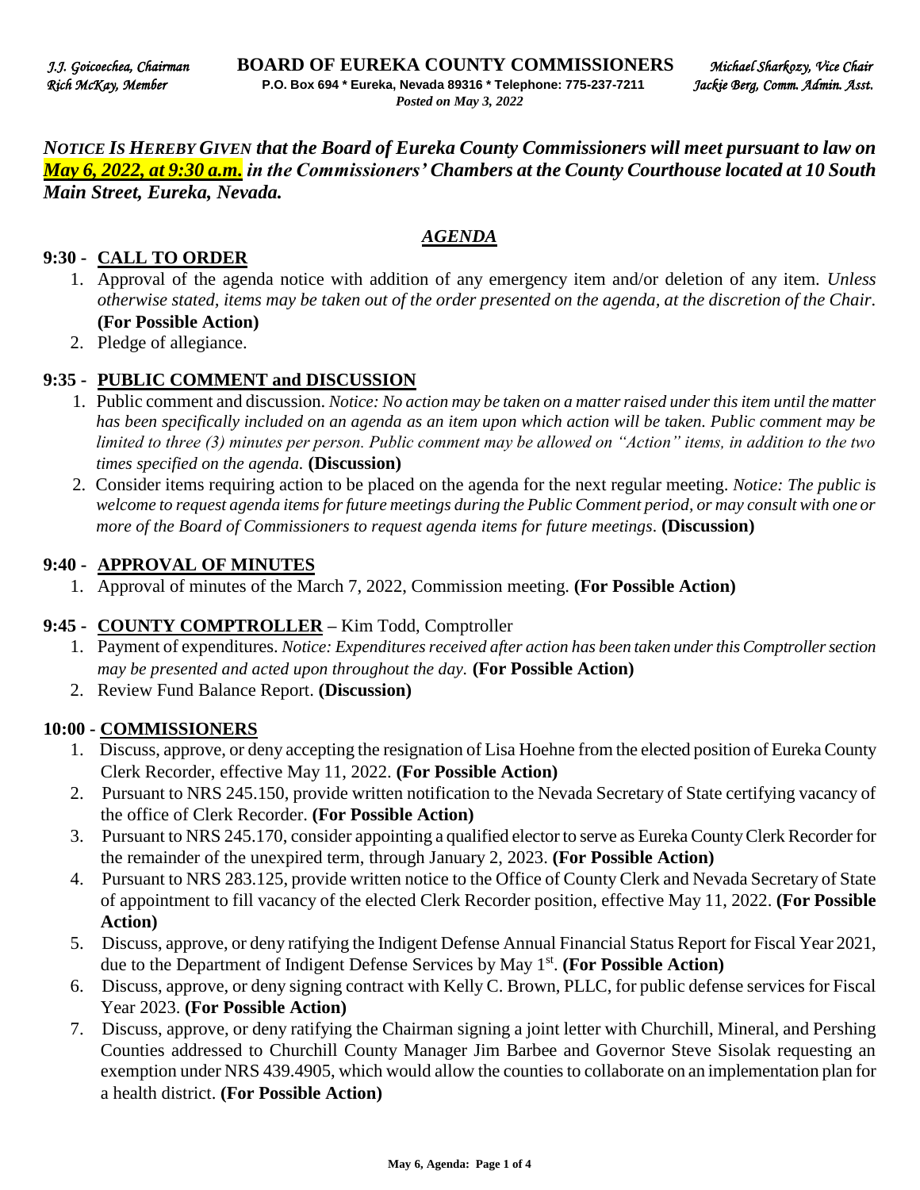*J.J. Goicoechea, Chairman* **BOARD OF EUREKA COUNTY COMMISSIONERS** *Michael Sharkozy, Vice Chair*
*Rich McKay, Member* **P.O. Box 694 * Eureka, Nevada 89316 * Telephone: 775-237-7211** *Jackie Berg, Comm. Admin. Asst.*
*Posted on May 3, 2022*

***NOTICE IS HEREBY GIVEN that the Board of Eureka County Commissioners will meet pursuant to law on May 6, 2022, at 9:30 a.m. in the Commissioners' Chambers at the County Courthouse located at 10 South Main Street, Eureka, Nevada.***

## *AGENDA*

### 9:30 - CALL TO ORDER

1. Approval of the agenda notice with addition of any emergency item and/or deletion of any item. *Unless otherwise stated, items may be taken out of the order presented on the agenda, at the discretion of the Chair.* **(For Possible Action)**
2. Pledge of allegiance.

### 9:35 - PUBLIC COMMENT and DISCUSSION

1. Public comment and discussion. *Notice: No action may be taken on a matter raised under this item until the matter has been specifically included on an agenda as an item upon which action will be taken. Public comment may be limited to three (3) minutes per person. Public comment may be allowed on "Action" items, in addition to the two times specified on the agenda.* **(Discussion)**
2. Consider items requiring action to be placed on the agenda for the next regular meeting. *Notice: The public is welcome to request agenda items for future meetings during the Public Comment period, or may consult with one or more of the Board of Commissioners to request agenda items for future meetings.* **(Discussion)**

### 9:40 - APPROVAL OF MINUTES

1. Approval of minutes of the March 7, 2022, Commission meeting. **(For Possible Action)**

### 9:45 - COUNTY COMPTROLLER – Kim Todd, Comptroller

1. Payment of expenditures. *Notice: Expenditures received after action has been taken under this Comptroller section may be presented and acted upon throughout the day.* **(For Possible Action)**
2. Review Fund Balance Report. **(Discussion)**

### 10:00 - COMMISSIONERS

1. Discuss, approve, or deny accepting the resignation of Lisa Hoehne from the elected position of Eureka County Clerk Recorder, effective May 11, 2022. **(For Possible Action)**
2. Pursuant to NRS 245.150, provide written notification to the Nevada Secretary of State certifying vacancy of the office of Clerk Recorder. **(For Possible Action)**
3. Pursuant to NRS 245.170, consider appointing a qualified elector to serve as Eureka County Clerk Recorder for the remainder of the unexpired term, through January 2, 2023. **(For Possible Action)**
4. Pursuant to NRS 283.125, provide written notice to the Office of County Clerk and Nevada Secretary of State of appointment to fill vacancy of the elected Clerk Recorder position, effective May 11, 2022. **(For Possible Action)**
5. Discuss, approve, or deny ratifying the Indigent Defense Annual Financial Status Report for Fiscal Year 2021, due to the Department of Indigent Defense Services by May 1st. **(For Possible Action)**
6. Discuss, approve, or deny signing contract with Kelly C. Brown, PLLC, for public defense services for Fiscal Year 2023. **(For Possible Action)**
7. Discuss, approve, or deny ratifying the Chairman signing a joint letter with Churchill, Mineral, and Pershing Counties addressed to Churchill County Manager Jim Barbee and Governor Steve Sisolak requesting an exemption under NRS 439.4905, which would allow the counties to collaborate on an implementation plan for a health district. **(For Possible Action)**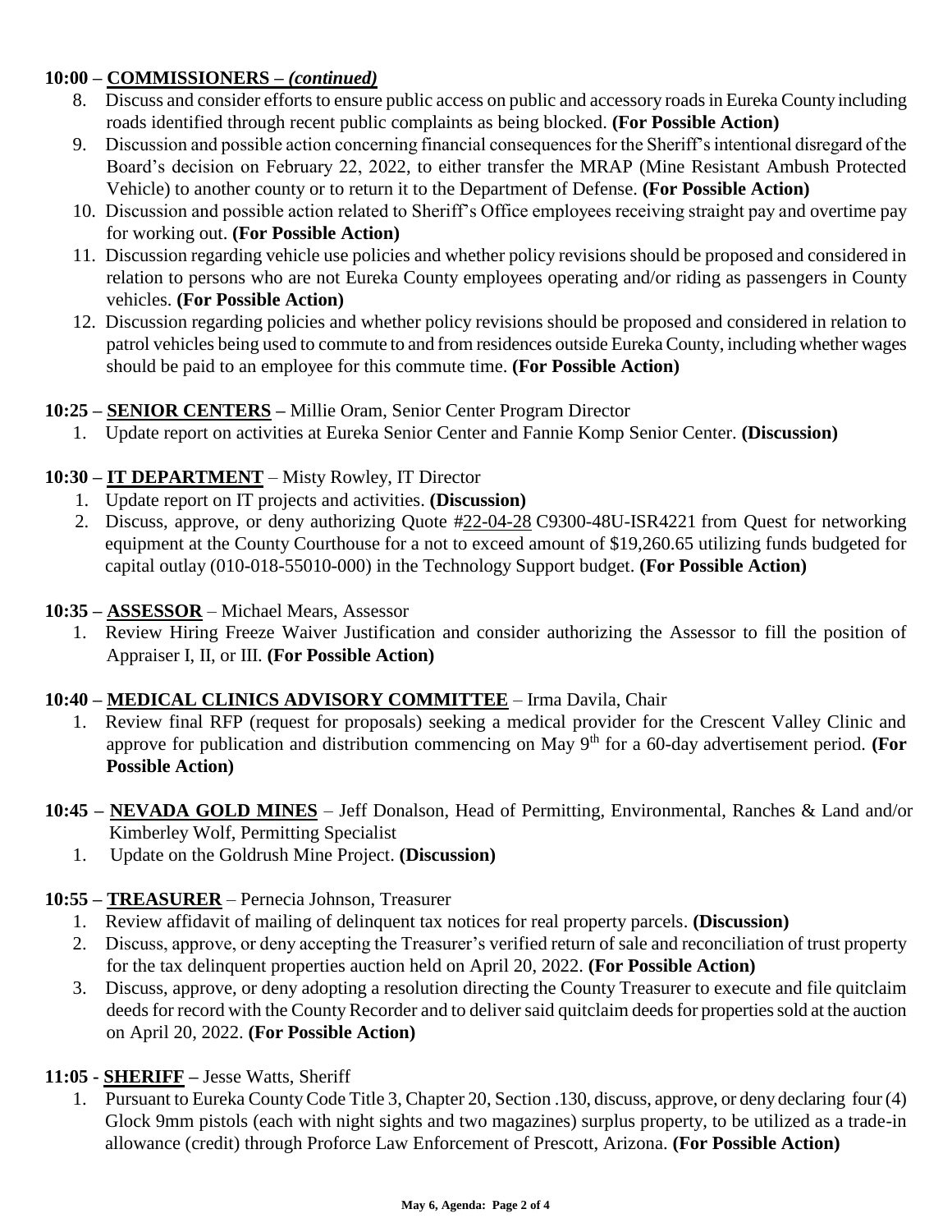## 10:00 – COMMISSIONERS – *(continued)*

8. Discuss and consider efforts to ensure public access on public and accessory roads in Eureka County including roads identified through recent public complaints as being blocked. **(For Possible Action)**
9. Discussion and possible action concerning financial consequences for the Sheriff's intentional disregard of the Board's decision on February 22, 2022, to either transfer the MRAP (Mine Resistant Ambush Protected Vehicle) to another county or to return it to the Department of Defense. **(For Possible Action)**
10. Discussion and possible action related to Sheriff's Office employees receiving straight pay and overtime pay for working out. **(For Possible Action)**
11. Discussion regarding vehicle use policies and whether policy revisions should be proposed and considered in relation to persons who are not Eureka County employees operating and/or riding as passengers in County vehicles. **(For Possible Action)**
12. Discussion regarding policies and whether policy revisions should be proposed and considered in relation to patrol vehicles being used to commute to and from residences outside Eureka County, including whether wages should be paid to an employee for this commute time. **(For Possible Action)**

## 10:25 – SENIOR CENTERS – Millie Oram, Senior Center Program Director

1. Update report on activities at Eureka Senior Center and Fannie Komp Senior Center. **(Discussion)**

## 10:30 – IT DEPARTMENT – Misty Rowley, IT Director

1. Update report on IT projects and activities. **(Discussion)**
2. Discuss, approve, or deny authorizing Quote #22-04-28 C9300-48U-ISR4221 from Quest for networking equipment at the County Courthouse for a not to exceed amount of $19,260.65 utilizing funds budgeted for capital outlay (010-018-55010-000) in the Technology Support budget. **(For Possible Action)**

## 10:35 – ASSESSOR – Michael Mears, Assessor

1. Review Hiring Freeze Waiver Justification and consider authorizing the Assessor to fill the position of Appraiser I, II, or III. **(For Possible Action)**

## 10:40 – MEDICAL CLINICS ADVISORY COMMITTEE – Irma Davila, Chair

1. Review final RFP (request for proposals) seeking a medical provider for the Crescent Valley Clinic and approve for publication and distribution commencing on May 9th for a 60-day advertisement period. **(For Possible Action)**

## 10:45 – NEVADA GOLD MINES – Jeff Donalson, Head of Permitting, Environmental, Ranches & Land and/or Kimberley Wolf, Permitting Specialist

1. Update on the Goldrush Mine Project. **(Discussion)**

## 10:55 – TREASURER – Pernecia Johnson, Treasurer

1. Review affidavit of mailing of delinquent tax notices for real property parcels. **(Discussion)**
2. Discuss, approve, or deny accepting the Treasurer's verified return of sale and reconciliation of trust property for the tax delinquent properties auction held on April 20, 2022. **(For Possible Action)**
3. Discuss, approve, or deny adopting a resolution directing the County Treasurer to execute and file quitclaim deeds for record with the County Recorder and to deliver said quitclaim deeds for properties sold at the auction on April 20, 2022. **(For Possible Action)**

## 11:05 - SHERIFF – Jesse Watts, Sheriff

1. Pursuant to Eureka County Code Title 3, Chapter 20, Section .130, discuss, approve, or deny declaring four (4) Glock 9mm pistols (each with night sights and two magazines) surplus property, to be utilized as a trade-in allowance (credit) through Proforce Law Enforcement of Prescott, Arizona. **(For Possible Action)**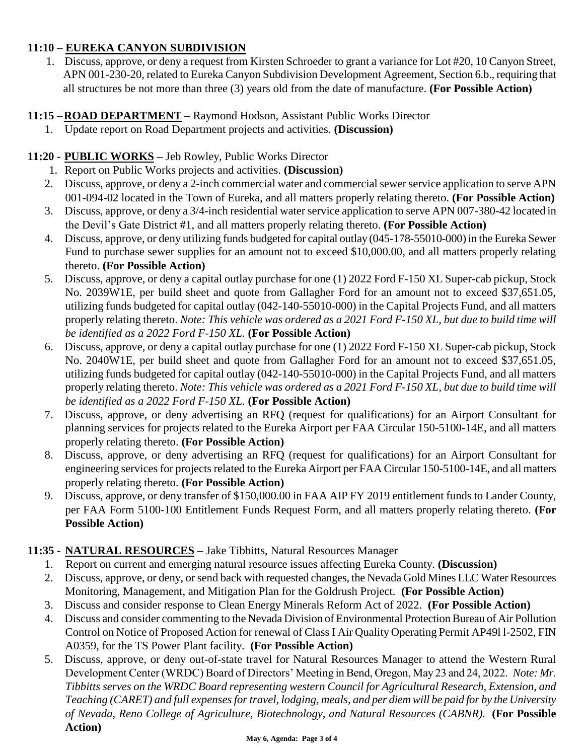**11:10 – EUREKA CANYON SUBDIVISION**

1. Discuss, approve, or deny a request from Kirsten Schroeder to grant a variance for Lot #20, 10 Canyon Street, APN 001-230-20, related to Eureka Canyon Subdivision Development Agreement, Section 6.b., requiring that all structures be not more than three (3) years old from the date of manufacture. **(For Possible Action)**

**11:15 – ROAD DEPARTMENT** – Raymond Hodson, Assistant Public Works Director

1. Update report on Road Department projects and activities. **(Discussion)**

**11:20 - PUBLIC WORKS** – Jeb Rowley, Public Works Director

1. Report on Public Works projects and activities. **(Discussion)**
2. Discuss, approve, or deny a 2-inch commercial water and commercial sewer service application to serve APN 001-094-02 located in the Town of Eureka, and all matters properly relating thereto. **(For Possible Action)**
3. Discuss, approve, or deny a 3/4-inch residential water service application to serve APN 007-380-42 located in the Devil's Gate District #1, and all matters properly relating thereto. **(For Possible Action)**
4. Discuss, approve, or deny utilizing funds budgeted for capital outlay (045-178-55010-000) in the Eureka Sewer Fund to purchase sewer supplies for an amount not to exceed $10,000.00, and all matters properly relating thereto. **(For Possible Action)**
5. Discuss, approve, or deny a capital outlay purchase for one (1) 2022 Ford F-150 XL Super-cab pickup, Stock No. 2039W1E, per build sheet and quote from Gallagher Ford for an amount not to exceed $37,651.05, utilizing funds budgeted for capital outlay (042-140-55010-000) in the Capital Projects Fund, and all matters properly relating thereto. *Note: This vehicle was ordered as a 2021 Ford F-150 XL, but due to build time will be identified as a 2022 Ford F-150 XL.* **(For Possible Action)**
6. Discuss, approve, or deny a capital outlay purchase for one (1) 2022 Ford F-150 XL Super-cab pickup, Stock No. 2040W1E, per build sheet and quote from Gallagher Ford for an amount not to exceed $37,651.05, utilizing funds budgeted for capital outlay (042-140-55010-000) in the Capital Projects Fund, and all matters properly relating thereto. *Note: This vehicle was ordered as a 2021 Ford F-150 XL, but due to build time will be identified as a 2022 Ford F-150 XL.* **(For Possible Action)**
7. Discuss, approve, or deny advertising an RFQ (request for qualifications) for an Airport Consultant for planning services for projects related to the Eureka Airport per FAA Circular 150-5100-14E, and all matters properly relating thereto. **(For Possible Action)**
8. Discuss, approve, or deny advertising an RFQ (request for qualifications) for an Airport Consultant for engineering services for projects related to the Eureka Airport per FAA Circular 150-5100-14E, and all matters properly relating thereto. **(For Possible Action)**
9. Discuss, approve, or deny transfer of $150,000.00 in FAA AIP FY 2019 entitlement funds to Lander County, per FAA Form 5100-100 Entitlement Funds Request Form, and all matters properly relating thereto. **(For Possible Action)**

**11:35 - NATURAL RESOURCES** – Jake Tibbitts, Natural Resources Manager

1. Report on current and emerging natural resource issues affecting Eureka County. **(Discussion)**
2. Discuss, approve, or deny, or send back with requested changes, the Nevada Gold Mines LLC Water Resources Monitoring, Management, and Mitigation Plan for the Goldrush Project. **(For Possible Action)**
3. Discuss and consider response to Clean Energy Minerals Reform Act of 2022. **(For Possible Action)**
4. Discuss and consider commenting to the Nevada Division of Environmental Protection Bureau of Air Pollution Control on Notice of Proposed Action for renewal of Class I Air Quality Operating Permit AP49l l-2502, FIN A0359, for the TS Power Plant facility. **(For Possible Action)**
5. Discuss, approve, or deny out-of-state travel for Natural Resources Manager to attend the Western Rural Development Center (WRDC) Board of Directors' Meeting in Bend, Oregon, May 23 and 24, 2022. *Note: Mr. Tibbitts serves on the WRDC Board representing western Council for Agricultural Research, Extension, and Teaching (CARET) and full expenses for travel, lodging, meals, and per diem will be paid for by the University of Nevada, Reno College of Agriculture, Biotechnology, and Natural Resources (CABNR).* **(For Possible Action)**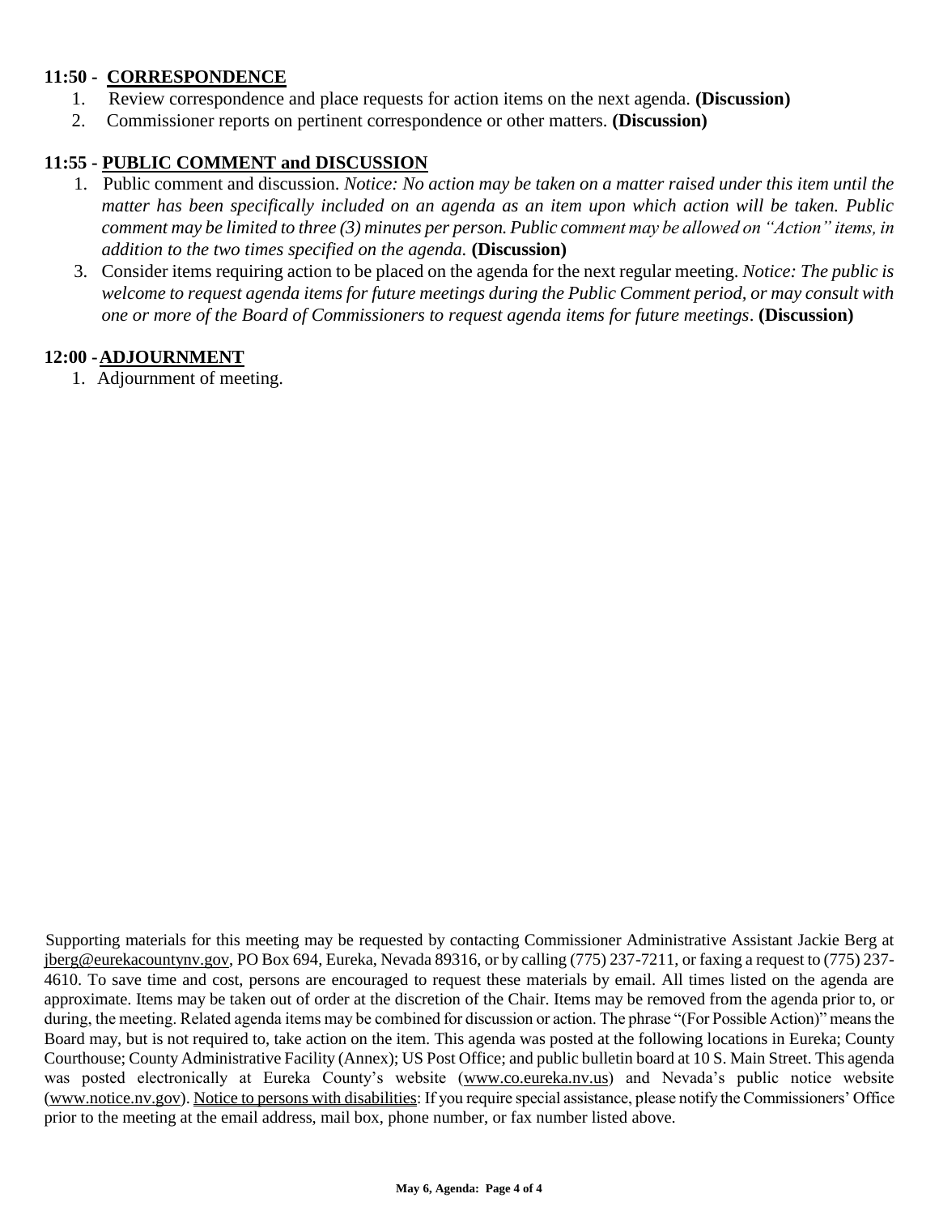**11:50 - CORRESPONDENCE**

1. Review correspondence and place requests for action items on the next agenda. **(Discussion)**
2. Commissioner reports on pertinent correspondence or other matters. **(Discussion)**

**11:55 - PUBLIC COMMENT and DISCUSSION**

1. Public comment and discussion. *Notice: No action may be taken on a matter raised under this item until the matter has been specifically included on an agenda as an item upon which action will be taken. Public comment may be limited to three (3) minutes per person. Public comment may be allowed on "Action" items, in addition to the two times specified on the agenda.* **(Discussion)**
3. Consider items requiring action to be placed on the agenda for the next regular meeting. *Notice: The public is welcome to request agenda items for future meetings during the Public Comment period, or may consult with one or more of the Board of Commissioners to request agenda items for future meetings*. **(Discussion)**

**12:00 - ADJOURNMENT**

1. Adjournment of meeting.

Supporting materials for this meeting may be requested by contacting Commissioner Administrative Assistant Jackie Berg at jberg@eurekacountynv.gov, PO Box 694, Eureka, Nevada 89316, or by calling (775) 237-7211, or faxing a request to (775) 237-4610. To save time and cost, persons are encouraged to request these materials by email. All times listed on the agenda are approximate. Items may be taken out of order at the discretion of the Chair. Items may be removed from the agenda prior to, or during, the meeting. Related agenda items may be combined for discussion or action. The phrase "(For Possible Action)" means the Board may, but is not required to, take action on the item. This agenda was posted at the following locations in Eureka; County Courthouse; County Administrative Facility (Annex); US Post Office; and public bulletin board at 10 S. Main Street. This agenda was posted electronically at Eureka County's website (www.co.eureka.nv.us) and Nevada's public notice website (www.notice.nv.gov). Notice to persons with disabilities: If you require special assistance, please notify the Commissioners' Office prior to the meeting at the email address, mail box, phone number, or fax number listed above.